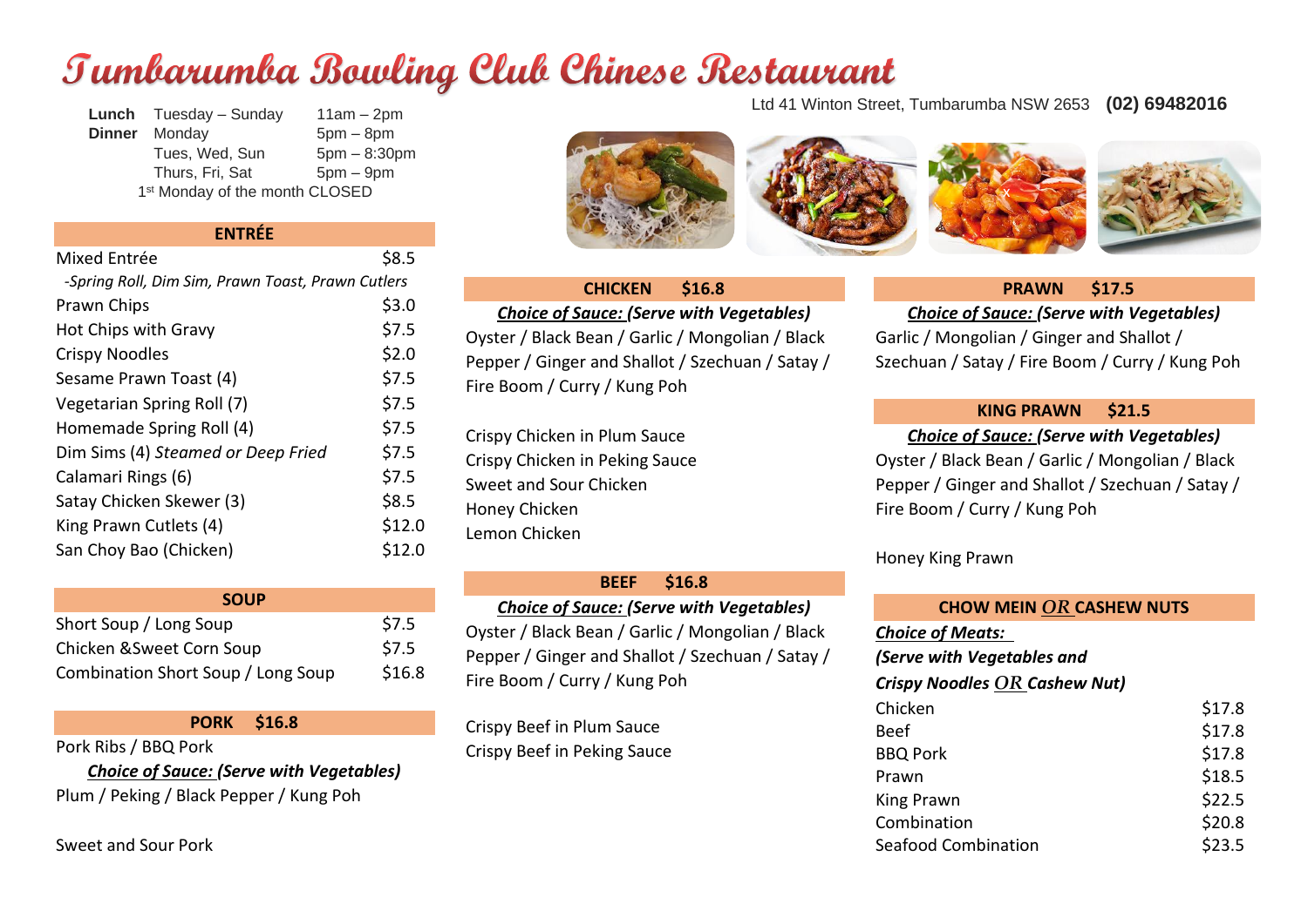# Tumbarumba Bowling Club Chinese Restaurant

Ltd 41 Winton Street, Tumbarumba NSW 2653 **(02) 69482016**

| | | |
|---|---|---|
| **Lunch** | Tuesday – Sunday | 11am – 2pm |
| **Dinner** | Monday | 5pm – 8pm |
| | Tues, Wed, Sun | 5pm – 8:30pm |
| | Thurs, Fri, Sat | 5pm – 9pm |

1st Monday of the month CLOSED

## ENTRÉE

| Item | Price |
|---|---|
| Mixed Entrée | $8.5 |
| *-Spring Roll, Dim Sim, Prawn Toast, Prawn Cutlers* | |
| Prawn Chips | $3.0 |
| Hot Chips with Gravy | $7.5 |
| Crispy Noodles | $2.0 |
| Sesame Prawn Toast (4) | $7.5 |
| Vegetarian Spring Roll (7) | $7.5 |
| Homemade Spring Roll (4) | $7.5 |
| Dim Sims (4) *Steamed or Deep Fried* | $7.5 |
| Calamari Rings (6) | $7.5 |
| Satay Chicken Skewer (3) | $8.5 |
| King Prawn Cutlets (4) | $12.0 |
| San Choy Bao (Chicken) | $12.0 |

## SOUP

| Item | Price |
|---|---|
| Short Soup / Long Soup | $7.5 |
| Chicken &Sweet Corn Soup | $7.5 |
| Combination Short Soup / Long Soup | $16.8 |

## PORK $16.8

Pork Ribs / BBQ Pork

***Choice of Sauce:* *(Serve with Vegetables)***

Plum / Peking / Black Pepper / Kung Poh

Sweet and Sour Pork

## CHICKEN $16.8

***Choice of Sauce:* *(Serve with Vegetables)***

Oyster / Black Bean / Garlic / Mongolian / Black Pepper / Ginger and Shallot / Szechuan / Satay / Fire Boom / Curry / Kung Poh

Crispy Chicken in Plum Sauce
Crispy Chicken in Peking Sauce
Sweet and Sour Chicken
Honey Chicken
Lemon Chicken

## BEEF $16.8

***Choice of Sauce:* *(Serve with Vegetables)***

Oyster / Black Bean / Garlic / Mongolian / Black Pepper / Ginger and Shallot / Szechuan / Satay / Fire Boom / Curry / Kung Poh

Crispy Beef in Plum Sauce
Crispy Beef in Peking Sauce

## PRAWN $17.5

***Choice of Sauce:* *(Serve with Vegetables)***

Garlic / Mongolian / Ginger and Shallot / Szechuan / Satay / Fire Boom / Curry / Kung Poh

## KING PRAWN $21.5

***Choice of Sauce:* *(Serve with Vegetables)***

Oyster / Black Bean / Garlic / Mongolian / Black Pepper / Ginger and Shallot / Szechuan / Satay / Fire Boom / Curry / Kung Poh

Honey King Prawn

## CHOW MEIN *OR* CASHEW NUTS

***Choice of Meats:***
***(Serve with Vegetables and Crispy Noodles OR Cashew Nut)***

| Item | Price |
|---|---|
| Chicken | $17.8 |
| Beef | $17.8 |
| BBQ Pork | $17.8 |
| Prawn | $18.5 |
| King Prawn | $22.5 |
| Combination | $20.8 |
| Seafood Combination | $23.5 |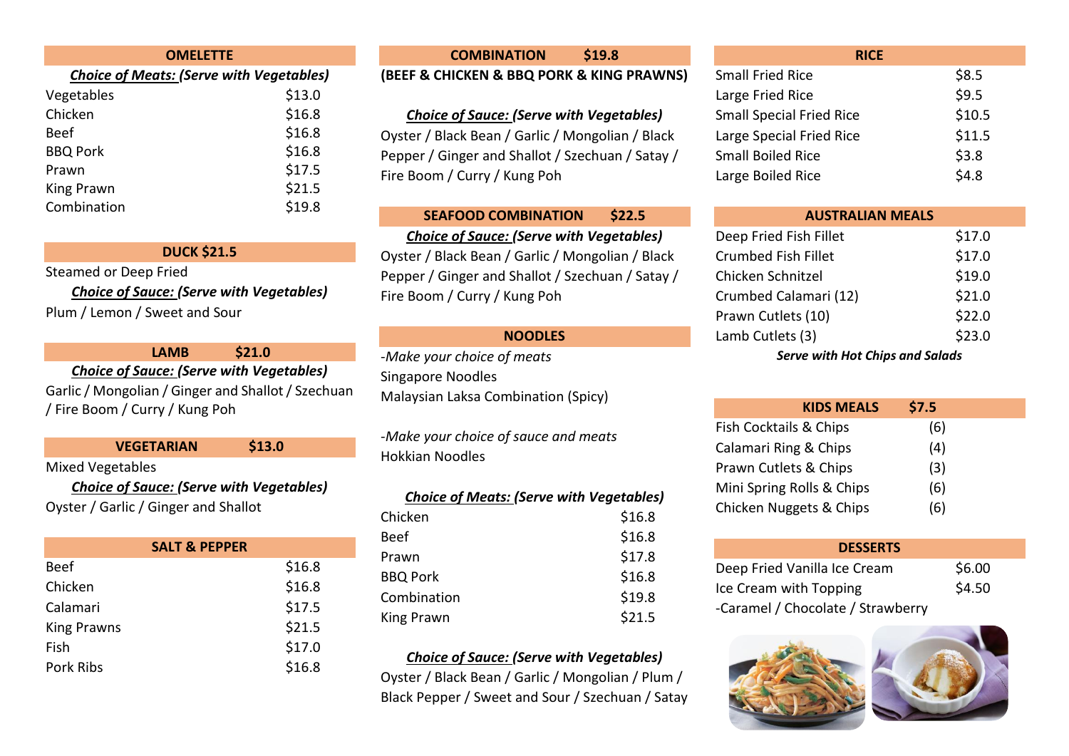## OMELETTE

***Choice of Meats:** (Serve with Vegetables)*

| | |
|---|---|
| Vegetables | $13.0 |
| Chicken | $16.8 |
| Beef | $16.8 |
| BBQ Pork | $16.8 |
| Prawn | $17.5 |
| King Prawn | $21.5 |
| Combination | $19.8 |

## DUCK $21.5

Steamed or Deep Fried

***Choice of Sauce:** (Serve with Vegetables)*

Plum / Lemon / Sweet and Sour

## LAMB $21.0

***Choice of Sauce:** (Serve with Vegetables)*

Garlic / Mongolian / Ginger and Shallot / Szechuan / Fire Boom / Curry / Kung Poh

## VEGETARIAN $13.0

Mixed Vegetables

***Choice of Sauce:** (Serve with Vegetables)*

Oyster / Garlic / Ginger and Shallot

## SALT & PEPPER

| | |
|---|---|
| Beef | $16.8 |
| Chicken | $16.8 |
| Calamari | $17.5 |
| King Prawns | $21.5 |
| Fish | $17.0 |
| Pork Ribs | $16.8 |

## COMBINATION $19.8

**(BEEF & CHICKEN & BBQ PORK & KING PRAWNS)**

***Choice of Sauce:** (Serve with Vegetables)*

Oyster / Black Bean / Garlic / Mongolian / Black Pepper / Ginger and Shallot / Szechuan / Satay / Fire Boom / Curry / Kung Poh

## SEAFOOD COMBINATION $22.5

***Choice of Sauce:** (Serve with Vegetables)*

Oyster / Black Bean / Garlic / Mongolian / Black Pepper / Ginger and Shallot / Szechuan / Satay / Fire Boom / Curry / Kung Poh

## NOODLES

*-Make your choice of meats*

Singapore Noodles

Malaysian Laksa Combination (Spicy)

*-Make your choice of sauce and meats*

Hokkian Noodles

***Choice of Meats:** (Serve with Vegetables)*

| | |
|---|---|
| Chicken | $16.8 |
| Beef | $16.8 |
| Prawn | $17.8 |
| BBQ Pork | $16.8 |
| Combination | $19.8 |
| King Prawn | $21.5 |

***Choice of Sauce:** (Serve with Vegetables)*

Oyster / Black Bean / Garlic / Mongolian / Plum / Black Pepper / Sweet and Sour / Szechuan / Satay

## RICE

| | |
|---|---|
| Small Fried Rice | $8.5 |
| Large Fried Rice | $9.5 |
| Small Special Fried Rice | $10.5 |
| Large Special Fried Rice | $11.5 |
| Small Boiled Rice | $3.8 |
| Large Boiled Rice | $4.8 |

## AUSTRALIAN MEALS

| | |
|---|---|
| Deep Fried Fish Fillet | $17.0 |
| Crumbed Fish Fillet | $17.0 |
| Chicken Schnitzel | $19.0 |
| Crumbed Calamari (12) | $21.0 |
| Prawn Cutlets (10) | $22.0 |
| Lamb Cutlets (3) | $23.0 |

***Serve with Hot Chips and Salads***

## KIDS MEALS $7.5

| | |
|---|---|
| Fish Cocktails & Chips | (6) |
| Calamari Ring & Chips | (4) |
| Prawn Cutlets & Chips | (3) |
| Mini Spring Rolls & Chips | (6) |
| Chicken Nuggets & Chips | (6) |

## DESSERTS

| | |
|---|---|
| Deep Fried Vanilla Ice Cream | $6.00 |
| Ice Cream with Topping | $4.50 |

-Caramel / Chocolate / Strawberry